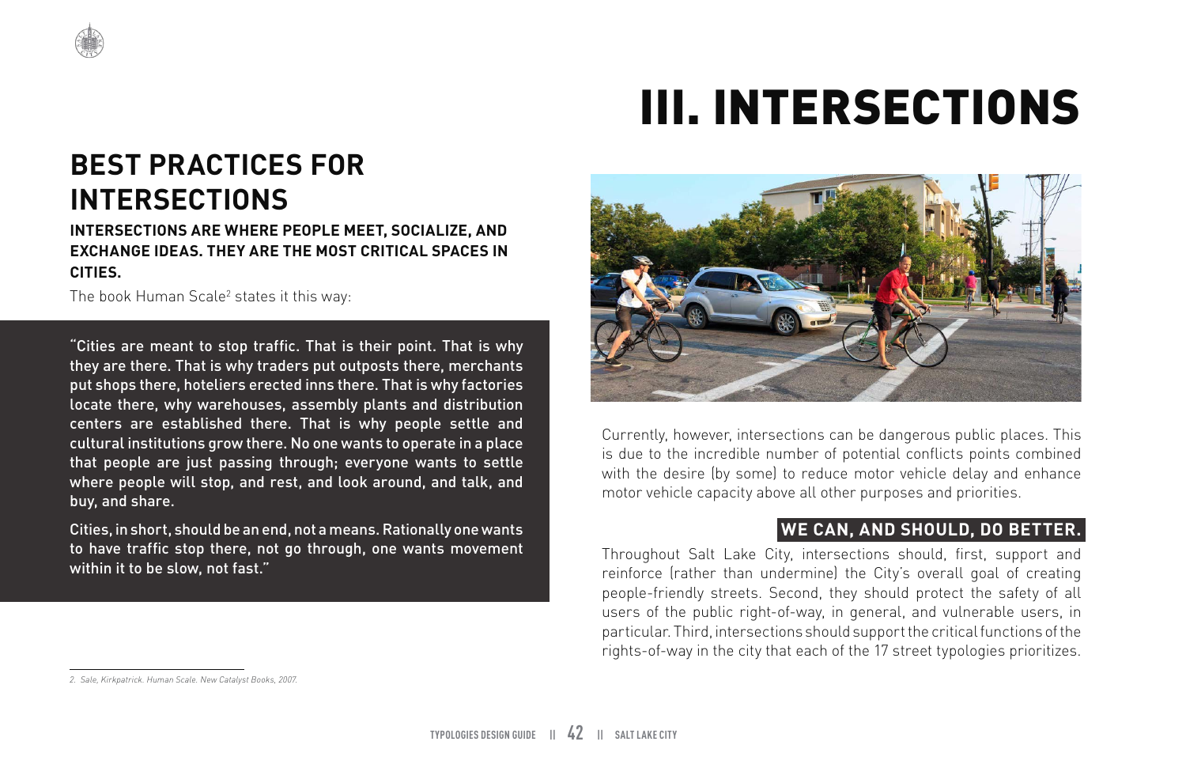# III. INTERSECTIONS

## BEST PRACTICES FOR INTERSECTIONS

**INTERSECTIONS ARE WHERE PEOPLE MEET, SOCIALIZE, AND EXCHANGE IDEAS. THEY ARE THE MOST CRITICAL SPACES IN CITIES.**

The book Human Scale[2] states it this way:

> "Cities are meant to stop traffic. That is their point. That is why they are there. That is why traders put outposts there, merchants put shops there, hoteliers erected inns there. That is why factories locate there, why warehouses, assembly plants and distribution centers are established there. That is why people settle and cultural institutions grow there. No one wants to operate in a place that people are just passing through; everyone wants to settle where people will stop, and rest, and look around, and talk, and buy, and share.
>
> Cities, in short, should be an end, not a means. Rationally one wants to have traffic stop there, not go through, one wants movement within it to be slow, not fast."

Currently, however, intersections can be dangerous public places. This is due to the incredible number of potential conflicts points combined with the desire (by some) to reduce motor vehicle delay and enhance motor vehicle capacity above all other purposes and priorities.

**WE CAN, AND SHOULD, DO BETTER.**

Throughout Salt Lake City, intersections should, first, support and reinforce (rather than undermine) the City's overall goal of creating people-friendly streets. Second, they should protect the safety of all users of the public right-of-way, in general, and vulnerable users, in particular. Third, intersections should support the critical functions of the rights-of-way in the city that each of the 17 street typologies prioritizes.

*2. Sale, Kirkpatrick. Human Scale. New Catalyst Books, 2007.*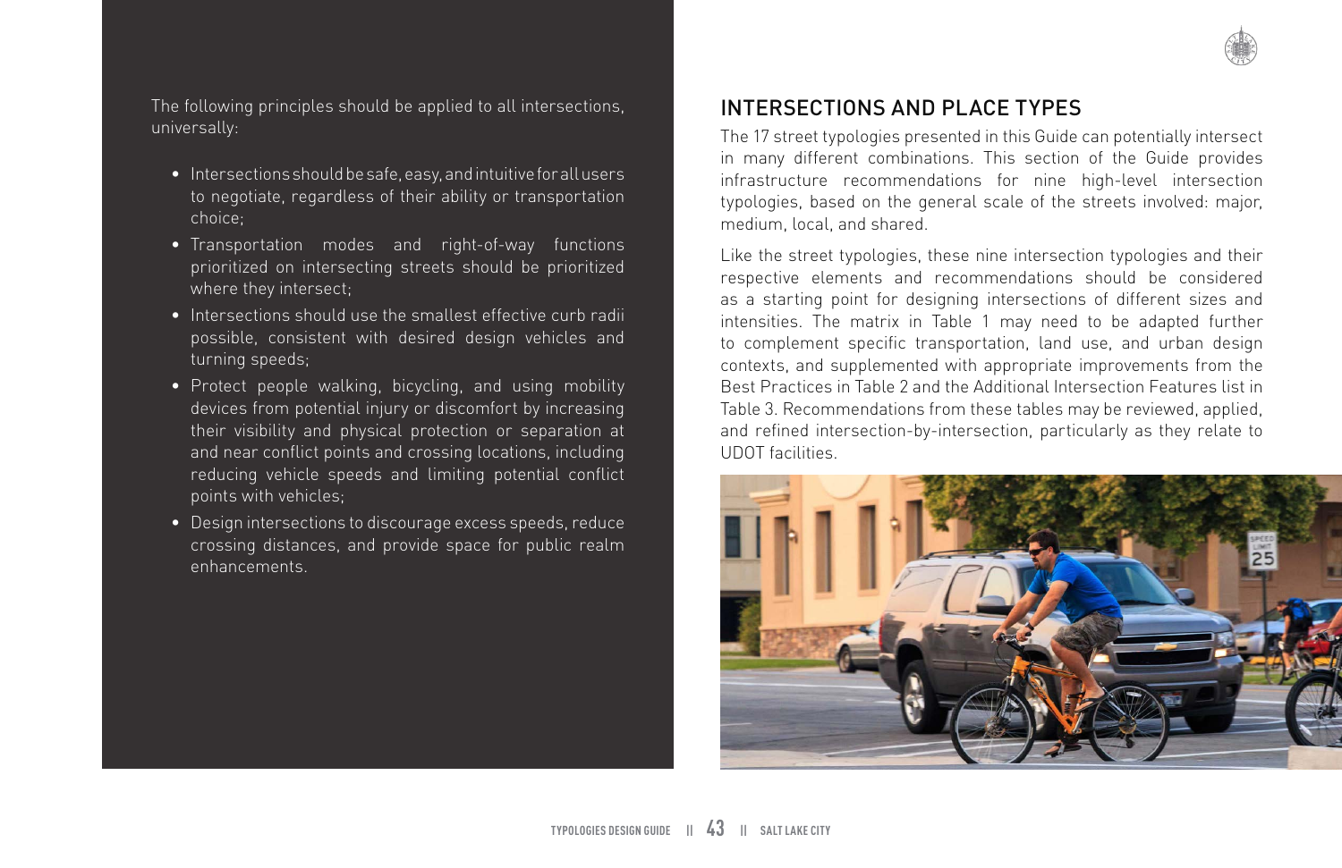The following principles should be applied to all intersections, universally:

- Intersections should be safe, easy, and intuitive for all users to negotiate, regardless of their ability or transportation choice;
- Transportation modes and right-of-way functions prioritized on intersecting streets should be prioritized where they intersect;
- Intersections should use the smallest effective curb radii possible, consistent with desired design vehicles and turning speeds;
- Protect people walking, bicycling, and using mobility devices from potential injury or discomfort by increasing their visibility and physical protection or separation at and near conflict points and crossing locations, including reducing vehicle speeds and limiting potential conflict points with vehicles;
- Design intersections to discourage excess speeds, reduce crossing distances, and provide space for public realm enhancements.

## INTERSECTIONS AND PLACE TYPES

The 17 street typologies presented in this Guide can potentially intersect in many different combinations. This section of the Guide provides infrastructure recommendations for nine high-level intersection typologies, based on the general scale of the streets involved: major, medium, local, and shared.

Like the street typologies, these nine intersection typologies and their respective elements and recommendations should be considered as a starting point for designing intersections of different sizes and intensities. The matrix in Table 1 may need to be adapted further to complement specific transportation, land use, and urban design contexts, and supplemented with appropriate improvements from the Best Practices in Table 2 and the Additional Intersection Features list in Table 3. Recommendations from these tables may be reviewed, applied, and refined intersection-by-intersection, particularly as they relate to UDOT facilities.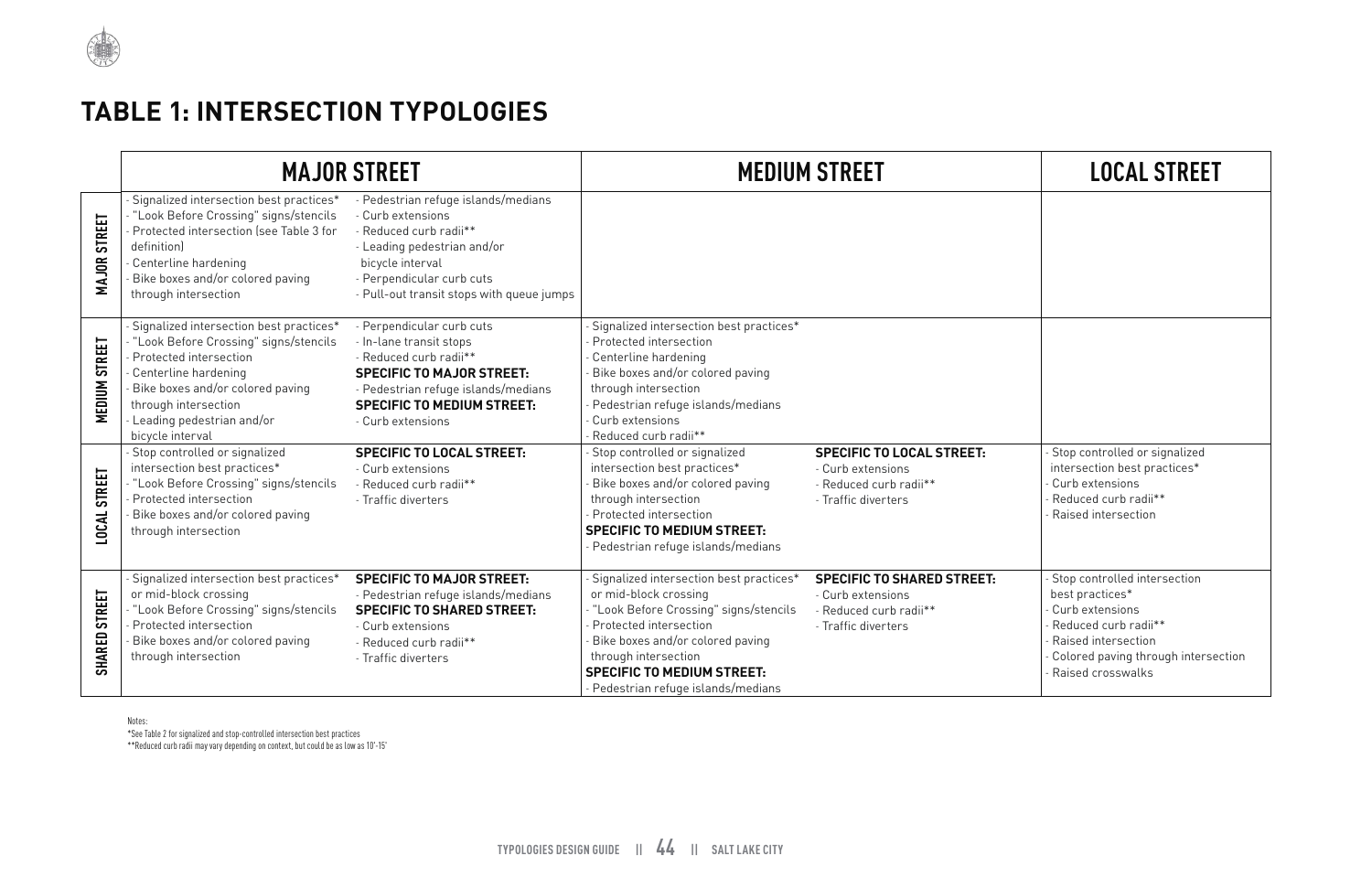# TABLE 1: INTERSECTION TYPOLOGIES

| | MAJOR STREET | | MEDIUM STREET | | LOCAL STREET |
|---|---|---|---|---|---|
| **MAJOR STREET** | - Signalized intersection best practices*<br>- "Look Before Crossing" signs/stencils<br>- Protected intersection (see Table 3 for definition)<br>- Centerline hardening<br>- Bike boxes and/or colored paving through intersection | - Pedestrian refuge islands/medians<br>- Curb extensions<br>- Reduced curb radii**<br>- Leading pedestrian and/or bicycle interval<br>- Perpendicular curb cuts<br>- Pull-out transit stops with queue jumps | | | |
| **MEDIUM STREET** | - Signalized intersection best practices*<br>- "Look Before Crossing" signs/stencils<br>- Protected intersection<br>- Centerline hardening<br>- Bike boxes and/or colored paving through intersection<br>- Leading pedestrian and/or bicycle interval | - Perpendicular curb cuts<br>- In-lane transit stops<br>- Reduced curb radii**<br>**SPECIFIC TO MAJOR STREET:**<br>- Pedestrian refuge islands/medians<br>**SPECIFIC TO MEDIUM STREET:**<br>- Curb extensions | - Signalized intersection best practices*<br>- Protected intersection<br>- Centerline hardening<br>- Bike boxes and/or colored paving through intersection<br>- Pedestrian refuge islands/medians<br>- Curb extensions<br>- Reduced curb radii** | | |
| **LOCAL STREET** | - Stop controlled or signalized intersection best practices*<br>- "Look Before Crossing" signs/stencils<br>- Protected intersection<br>- Bike boxes and/or colored paving through intersection | **SPECIFIC TO LOCAL STREET:**<br>- Curb extensions<br>- Reduced curb radii**<br>- Traffic diverters | - Stop controlled or signalized intersection best practices*<br>- Bike boxes and/or colored paving through intersection<br>- Protected intersection<br>**SPECIFIC TO MEDIUM STREET:**<br>- Pedestrian refuge islands/medians | **SPECIFIC TO LOCAL STREET:**<br>- Curb extensions<br>- Reduced curb radii**<br>- Traffic diverters | - Stop controlled or signalized intersection best practices*<br>- Curb extensions<br>- Reduced curb radii**<br>- Raised intersection |
| **SHARED STREET** | - Signalized intersection best practices* or mid-block crossing<br>- "Look Before Crossing" signs/stencils<br>- Protected intersection<br>- Bike boxes and/or colored paving through intersection | **SPECIFIC TO MAJOR STREET:**<br>- Pedestrian refuge islands/medians<br>**SPECIFIC TO SHARED STREET:**<br>- Curb extensions<br>- Reduced curb radii**<br>- Traffic diverters | - Signalized intersection best practices* or mid-block crossing<br>- "Look Before Crossing" signs/stencils<br>- Protected intersection<br>- Bike boxes and/or colored paving through intersection<br>**SPECIFIC TO MEDIUM STREET:**<br>- Pedestrian refuge islands/medians | **SPECIFIC TO SHARED STREET:**<br>- Curb extensions<br>- Reduced curb radii**<br>- Traffic diverters | - Stop controlled intersection best practices*<br>- Curb extensions<br>- Reduced curb radii**<br>- Raised intersection<br>- Colored paving through intersection<br>- Raised crosswalks |

Notes:

*See Table 2 for signalized and stop-controlled intersection best practices

**Reduced curb radii may vary depending on context, but could be as low as 10'-15'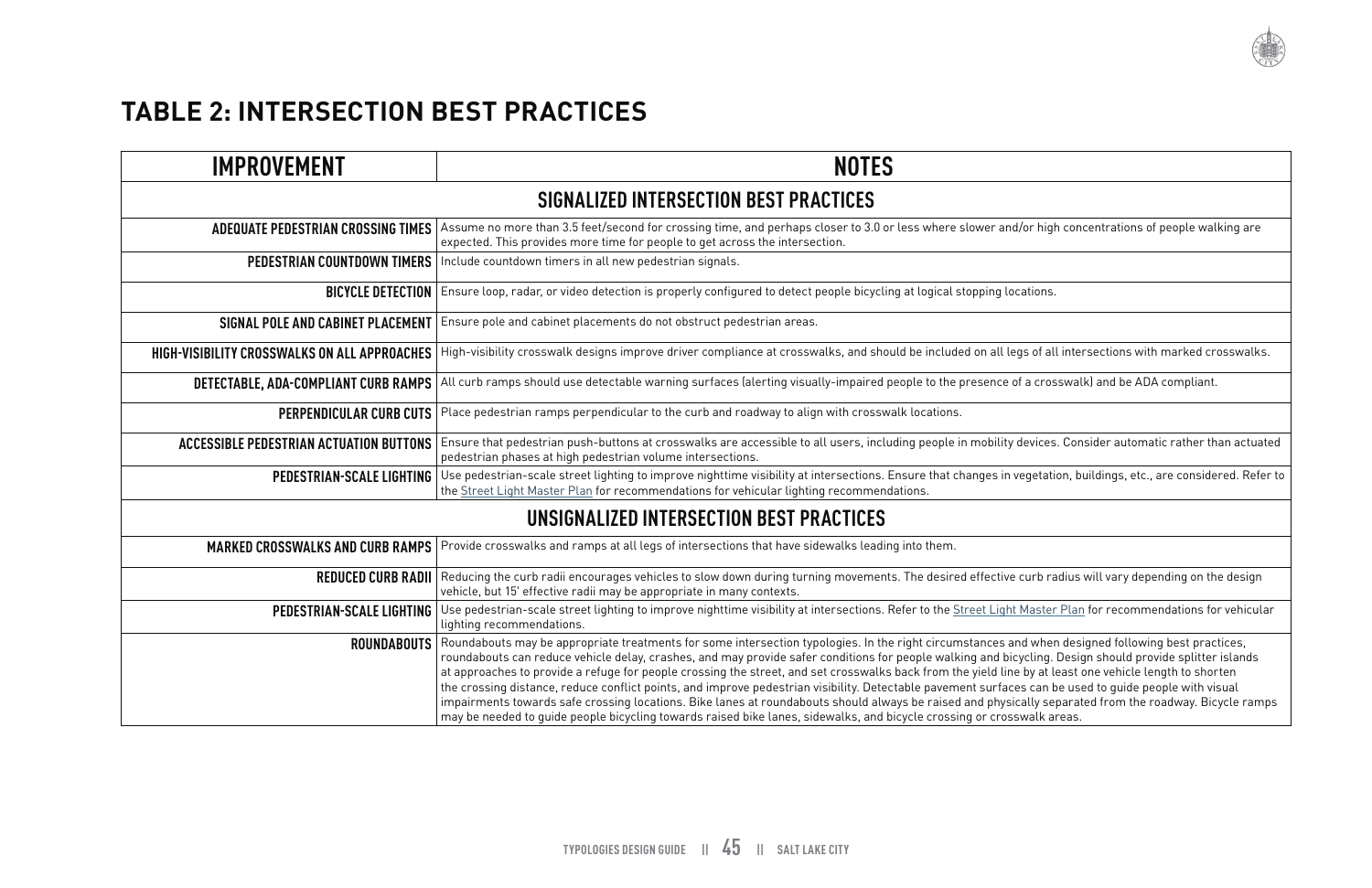# TABLE 2: INTERSECTION BEST PRACTICES

| IMPROVEMENT | NOTES |
|---|---|
| **SIGNALIZED INTERSECTION BEST PRACTICES** | |
| **ADEQUATE PEDESTRIAN CROSSING TIMES** | Assume no more than 3.5 feet/second for crossing time, and perhaps closer to 3.0 or less where slower and/or high concentrations of people walking are expected. This provides more time for people to get across the intersection. |
| **PEDESTRIAN COUNTDOWN TIMERS** | Include countdown timers in all new pedestrian signals. |
| **BICYCLE DETECTION** | Ensure loop, radar, or video detection is properly configured to detect people bicycling at logical stopping locations. |
| **SIGNAL POLE AND CABINET PLACEMENT** | Ensure pole and cabinet placements do not obstruct pedestrian areas. |
| **HIGH-VISIBILITY CROSSWALKS ON ALL APPROACHES** | High-visibility crosswalk designs improve driver compliance at crosswalks, and should be included on all legs of all intersections with marked crosswalks. |
| **DETECTABLE, ADA-COMPLIANT CURB RAMPS** | All curb ramps should use detectable warning surfaces (alerting visually-impaired people to the presence of a crosswalk) and be ADA compliant. |
| **PERPENDICULAR CURB CUTS** | Place pedestrian ramps perpendicular to the curb and roadway to align with crosswalk locations. |
| **ACCESSIBLE PEDESTRIAN ACTUATION BUTTONS** | Ensure that pedestrian push-buttons at crosswalks are accessible to all users, including people in mobility devices. Consider automatic rather than actuated pedestrian phases at high pedestrian volume intersections. |
| **PEDESTRIAN-SCALE LIGHTING** | Use pedestrian-scale street lighting to improve nighttime visibility at intersections. Ensure that changes in vegetation, buildings, etc., are considered. Refer to the Street Light Master Plan for recommendations for vehicular lighting recommendations. |
| **UNSIGNALIZED INTERSECTION BEST PRACTICES** | |
| **MARKED CROSSWALKS AND CURB RAMPS** | Provide crosswalks and ramps at all legs of intersections that have sidewalks leading into them. |
| **REDUCED CURB RADII** | Reducing the curb radii encourages vehicles to slow down during turning movements. The desired effective curb radius will vary depending on the design vehicle, but 15' effective radii may be appropriate in many contexts. |
| **PEDESTRIAN-SCALE LIGHTING** | Use pedestrian-scale street lighting to improve nighttime visibility at intersections. Refer to the Street Light Master Plan for recommendations for vehicular lighting recommendations. |
| **ROUNDABOUTS** | Roundabouts may be appropriate treatments for some intersection typologies. In the right circumstances and when designed following best practices, roundabouts can reduce vehicle delay, crashes, and may provide safer conditions for people walking and bicycling. Design should provide splitter islands at approaches to provide a refuge for people crossing the street, and set crosswalks back from the yield line by at least one vehicle length to shorten the crossing distance, reduce conflict points, and improve pedestrian visibility. Detectable pavement surfaces can be used to guide people with visual impairments towards safe crossing locations. Bike lanes at roundabouts should always be raised and physically separated from the roadway. Bicycle ramps may be needed to guide people bicycling towards raised bike lanes, sidewalks, and bicycle crossing or crosswalk areas. |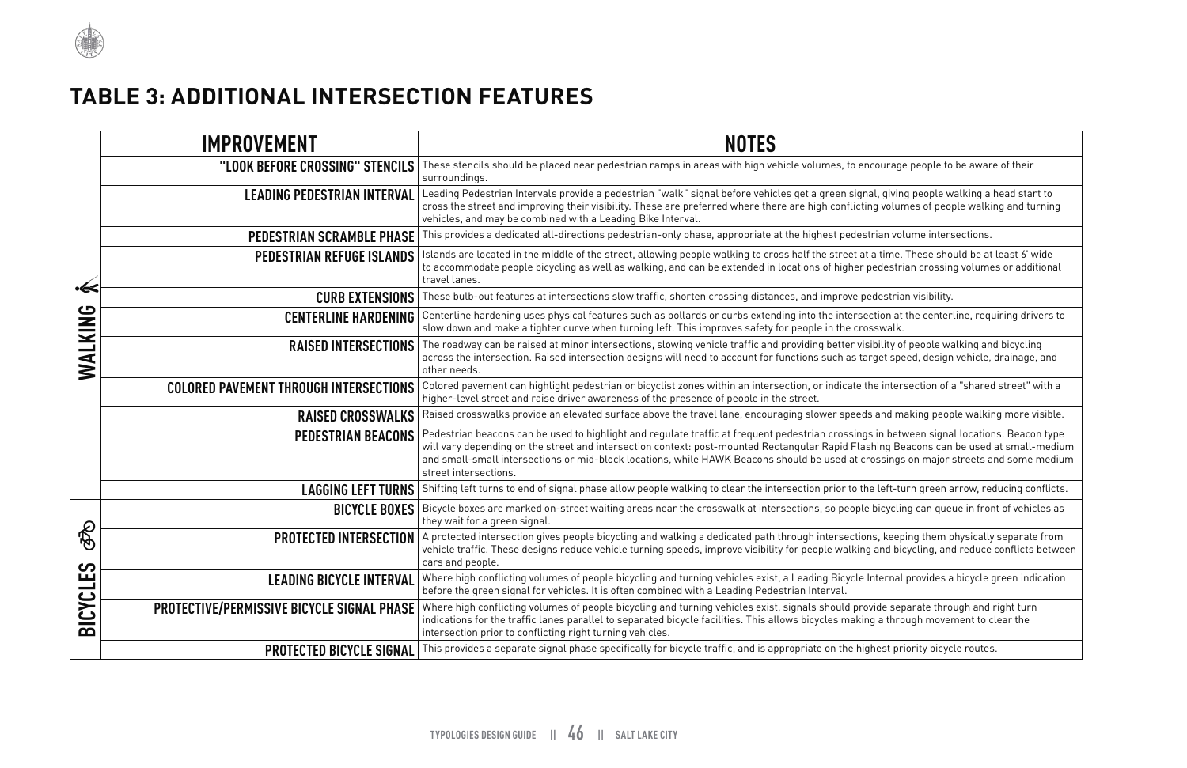## TABLE 3: ADDITIONAL INTERSECTION FEATURES

| | IMPROVEMENT | NOTES |
|---|---|---|
| WALKING | "LOOK BEFORE CROSSING" STENCILS | These stencils should be placed near pedestrian ramps in areas with high vehicle volumes, to encourage people to be aware of their surroundings. |
| | LEADING PEDESTRIAN INTERVAL | Leading Pedestrian Intervals provide a pedestrian "walk" signal before vehicles get a green signal, giving people walking a head start to cross the street and improving their visibility. These are preferred where there are high conflicting volumes of people walking and turning vehicles, and may be combined with a Leading Bike Interval. |
| | PEDESTRIAN SCRAMBLE PHASE | This provides a dedicated all-directions pedestrian-only phase, appropriate at the highest pedestrian volume intersections. |
| | PEDESTRIAN REFUGE ISLANDS | Islands are located in the middle of the street, allowing people walking to cross half the street at a time. These should be at least 6' wide to accommodate people bicycling as well as walking, and can be extended in locations of higher pedestrian crossing volumes or additional travel lanes. |
| | CURB EXTENSIONS | These bulb-out features at intersections slow traffic, shorten crossing distances, and improve pedestrian visibility. |
| | CENTERLINE HARDENING | Centerline hardening uses physical features such as bollards or curbs extending into the intersection at the centerline, requiring drivers to slow down and make a tighter curve when turning left. This improves safety for people in the crosswalk. |
| | RAISED INTERSECTIONS | The roadway can be raised at minor intersections, slowing vehicle traffic and providing better visibility of people walking and bicycling across the intersection. Raised intersection designs will need to account for functions such as target speed, design vehicle, drainage, and other needs. |
| | COLORED PAVEMENT THROUGH INTERSECTIONS | Colored pavement can highlight pedestrian or bicyclist zones within an intersection, or indicate the intersection of a "shared street" with a higher-level street and raise driver awareness of the presence of people in the street. |
| | RAISED CROSSWALKS | Raised crosswalks provide an elevated surface above the travel lane, encouraging slower speeds and making people walking more visible. |
| | PEDESTRIAN BEACONS | Pedestrian beacons can be used to highlight and regulate traffic at frequent pedestrian crossings in between signal locations. Beacon type will vary depending on the street and intersection context: post-mounted Rectangular Rapid Flashing Beacons can be used at small-medium and small-small intersections or mid-block locations, while HAWK Beacons should be used at crossings on major streets and some medium street intersections. |
| | LAGGING LEFT TURNS | Shifting left turns to end of signal phase allow people walking to clear the intersection prior to the left-turn green arrow, reducing conflicts. |
| BICYCLES | BICYCLE BOXES | Bicycle boxes are marked on-street waiting areas near the crosswalk at intersections, so people bicycling can queue in front of vehicles as they wait for a green signal. |
| | PROTECTED INTERSECTION | A protected intersection gives people bicycling and walking a dedicated path through intersections, keeping them physically separate from vehicle traffic. These designs reduce vehicle turning speeds, improve visibility for people walking and bicycling, and reduce conflicts between cars and people. |
| | LEADING BICYCLE INTERVAL | Where high conflicting volumes of people bicycling and turning vehicles exist, a Leading Bicycle Internal provides a bicycle green indication before the green signal for vehicles. It is often combined with a Leading Pedestrian Interval. |
| | PROTECTIVE/PERMISSIVE BICYCLE SIGNAL PHASE | Where high conflicting volumes of people bicycling and turning vehicles exist, signals should provide separate through and right turn indications for the traffic lanes parallel to separated bicycle facilities. This allows bicycles making a through movement to clear the intersection prior to conflicting right turning vehicles. |
| | PROTECTED BICYCLE SIGNAL | This provides a separate signal phase specifically for bicycle traffic, and is appropriate on the highest priority bicycle routes. |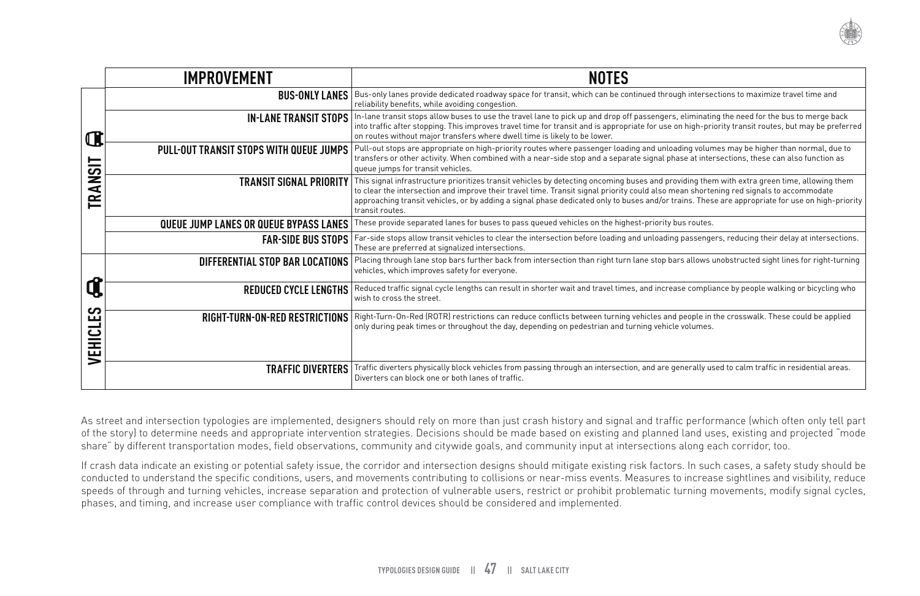| | IMPROVEMENT | NOTES |
|---|---|---|
| TRANSIT | BUS-ONLY LANES | Bus-only lanes provide dedicated roadway space for transit, which can be continued through intersections to maximize travel time and reliability benefits, while avoiding congestion. |
| | IN-LANE TRANSIT STOPS | In-lane transit stops allow buses to use the travel lane to pick up and drop off passengers, eliminating the need for the bus to merge back into traffic after stopping. This improves travel time for transit and is appropriate for use on high-priority transit routes, but may be preferred on routes without major transfers where dwell time is likely to be lower. |
| | PULL-OUT TRANSIT STOPS WITH QUEUE JUMPS | Pull-out stops are appropriate on high-priority routes where passenger loading and unloading volumes may be higher than normal, due to transfers or other activity. When combined with a near-side stop and a separate signal phase at intersections, these can also function as queue jumps for transit vehicles. |
| | TRANSIT SIGNAL PRIORITY | This signal infrastructure prioritizes transit vehicles by detecting oncoming buses and providing them with extra green time, allowing them to clear the intersection and improve their travel time. Transit signal priority could also mean shortening red signals to accommodate approaching transit vehicles, or by adding a signal phase dedicated only to buses and/or trains. These are appropriate for use on high-priority transit routes. |
| | QUEUE JUMP LANES OR QUEUE BYPASS LANES | These provide separated lanes for buses to pass queued vehicles on the highest-priority bus routes. |
| | FAR-SIDE BUS STOPS | Far-side stops allow transit vehicles to clear the intersection before loading and unloading passengers, reducing their delay at intersections. These are preferred at signalized intersections. |
| VEHICLES | DIFFERENTIAL STOP BAR LOCATIONS | Placing through lane stop bars further back from intersection than right turn lane stop bars allows unobstructed sight lines for right-turning vehicles, which improves safety for everyone. |
| | REDUCED CYCLE LENGTHS | Reduced traffic signal cycle lengths can result in shorter wait and travel times, and increase compliance by people walking or bicycling who wish to cross the street. |
| | RIGHT-TURN-ON-RED RESTRICTIONS | Right-Turn-On-Red (ROTR) restrictions can reduce conflicts between turning vehicles and people in the crosswalk. These could be applied only during peak times or throughout the day, depending on pedestrian and turning vehicle volumes. |
| | TRAFFIC DIVERTERS | Traffic diverters physically block vehicles from passing through an intersection, and are generally used to calm traffic in residential areas. Diverters can block one or both lanes of traffic. |

As street and intersection typologies are implemented, designers should rely on more than just crash history and signal and traffic performance (which often only tell part of the story) to determine needs and appropriate intervention strategies. Decisions should be made based on existing and planned land uses, existing and projected "mode share" by different transportation modes, field observations, community and citywide goals, and community input at intersections along each corridor, too.

If crash data indicate an existing or potential safety issue, the corridor and intersection designs should mitigate existing risk factors. In such cases, a safety study should be conducted to understand the specific conditions, users, and movements contributing to collisions or near-miss events. Measures to increase sightlines and visibility, reduce speeds of through and turning vehicles, increase separation and protection of vulnerable users, restrict or prohibit problematic turning movements, modify signal cycles, phases, and timing, and increase user compliance with traffic control devices should be considered and implemented.